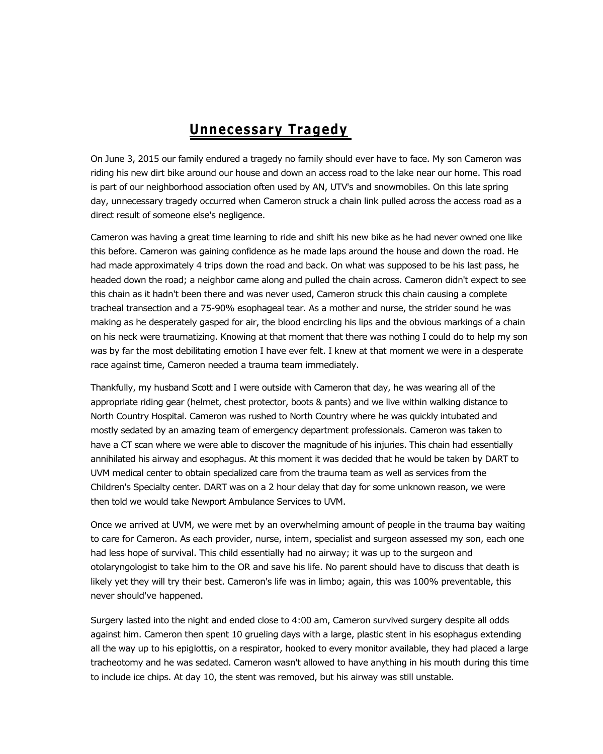# Unnecessary Tragedy

On June 3, 2015 our family endured a tragedy no family should ever have to face. My son Cameron was riding his new dirt bike around our house and down an access road to the lake near our home. This road is part of our neighborhood association often used by AN, UTV's and snowmobiles. On this late spring day, unnecessary tragedy occurred when Cameron struck a chain link pulled across the access road as a direct result of someone else's negligence.

Cameron was having a great time learning to ride and shift his new bike as he had never owned one like this before. Cameron was gaining confidence as he made laps around the house and down the road. He had made approximately 4 trips down the road and back. On what was supposed to be his last pass, he headed down the road; a neighbor came along and pulled the chain across. Cameron didn't expect to see this chain as it hadn't been there and was never used, Cameron struck this chain causing a complete tracheal transection and a 75-90% esophageal tear. As a mother and nurse, the strider sound he was making as he desperately gasped for air, the blood encircling his lips and the obvious markings of a chain on his neck were traumatizing. Knowing at that moment that there was nothing I could do to help my son was by far the most debilitating emotion I have ever felt. I knew at that moment we were in a desperate race against time, Cameron needed a trauma team immediately.

Thankfully, my husband Scott and I were outside with Cameron that day, he was wearing all of the appropriate riding gear (helmet, chest protector, boots & pants) and we live within walking distance to North Country Hospital. Cameron was rushed to North Country where he was quickly intubated and mostly sedated by an amazing team of emergency department professionals. Cameron was taken to have a CT scan where we were able to discover the magnitude of his injuries. This chain had essentially annihilated his airway and esophagus. At this moment it was decided that he would be taken by DART to UVM medical center to obtain specialized care from the trauma team as well as services from the Children's Specialty center. DART was on a 2 hour delay that day for some unknown reason, we were then told we would take Newport Ambulance Services to UVM.

Once we arrived at UVM, we were met by an overwhelming amount of people in the trauma bay waiting to care for Cameron. As each provider, nurse, intern, specialist and surgeon assessed my son, each one had less hope of survival. This child essentially had no airway; it was up to the surgeon and otolaryngologist to take him to the OR and save his life. No parent should have to discuss that death is likely yet they will try their best. Cameron's life was in limbo; again, this was 100% preventable, this never should've happened.

Surgery lasted into the night and ended close to 4:00 am, Cameron survived surgery despite all odds against him. Cameron then spent 10 grueling days with a large, plastic stent in his esophagus extending all the way up to his epiglottis, on a respirator, hooked to every monitor available, they had placed a large tracheotomy and he was sedated. Cameron wasn't allowed to have anything in his mouth during this time to include ice chips. At day 10, the stent was removed, but his airway was still unstable.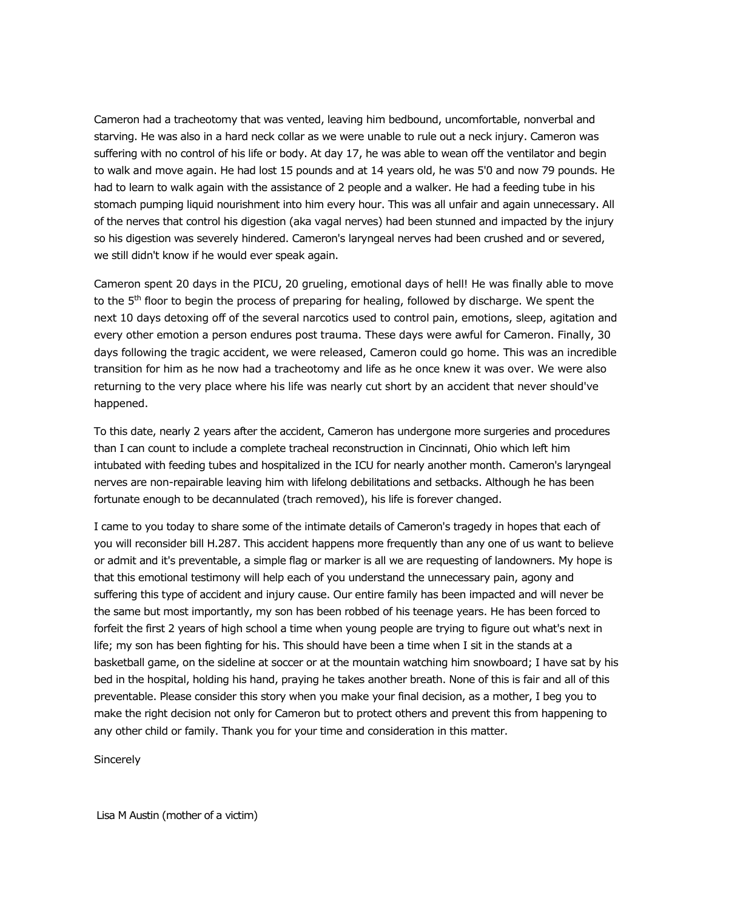Cameron had a tracheotomy that was vented, leaving him bedbound, uncomfortable, nonverbal and starving. He was also in a hard neck collar as we were unable to rule out a neck injury. Cameron was suffering with no control of his life or body. At day 17, he was able to wean off the ventilator and begin to walk and move again. He had lost 15 pounds and at 14 years old, he was 5'0 and now 79 pounds. He had to learn to walk again with the assistance of 2 people and a walker. He had a feeding tube in his stomach pumping liquid nourishment into him every hour. This was all unfair and again unnecessary. All of the nerves that control his digestion (aka vagal nerves) had been stunned and impacted by the injury so his digestion was severely hindered. Cameron's laryngeal nerves had been crushed and or severed, we still didn't know if he would ever speak again.

Cameron spent 20 days in the PICU, 20 grueling, emotional days of hell! He was finally able to move to the 5th floor to begin the process of preparing for healing, followed by discharge. We spent the next 10 days detoxing off of the several narcotics used to control pain, emotions, sleep, agitation and every other emotion a person endures post trauma. These days were awful for Cameron. Finally, 30 days following the tragic accident, we were released, Cameron could go home. This was an incredible transition for him as he now had a tracheotomy and life as he once knew it was over. We were also returning to the very place where his life was nearly cut short by an accident that never should've happened.

To this date, nearly 2 years after the accident, Cameron has undergone more surgeries and procedures than I can count to include a complete tracheal reconstruction in Cincinnati, Ohio which left him intubated with feeding tubes and hospitalized in the ICU for nearly another month. Cameron's laryngeal nerves are non-repairable leaving him with lifelong debilitations and setbacks. Although he has been fortunate enough to be decannulated (trach removed), his life is forever changed.

I came to you today to share some of the intimate details of Cameron's tragedy in hopes that each of you will reconsider bill H.287. This accident happens more frequently than any one of us want to believe or admit and it's preventable, a simple flag or marker is all we are requesting of landowners. My hope is that this emotional testimony will help each of you understand the unnecessary pain, agony and suffering this type of accident and injury cause. Our entire family has been impacted and will never be the same but most importantly, my son has been robbed of his teenage years. He has been forced to forfeit the first 2 years of high school a time when young people are trying to figure out what's next in life; my son has been fighting for his. This should have been a time when I sit in the stands at a basketball game, on the sideline at soccer or at the mountain watching him snowboard; I have sat by his bed in the hospital, holding his hand, praying he takes another breath. None of this is fair and all of this preventable. Please consider this story when you make your final decision, as a mother, I beg you to make the right decision not only for Cameron but to protect others and prevent this from happening to any other child or family. Thank you for your time and consideration in this matter.

Sincerely

Lisa M Austin (mother of a victim)